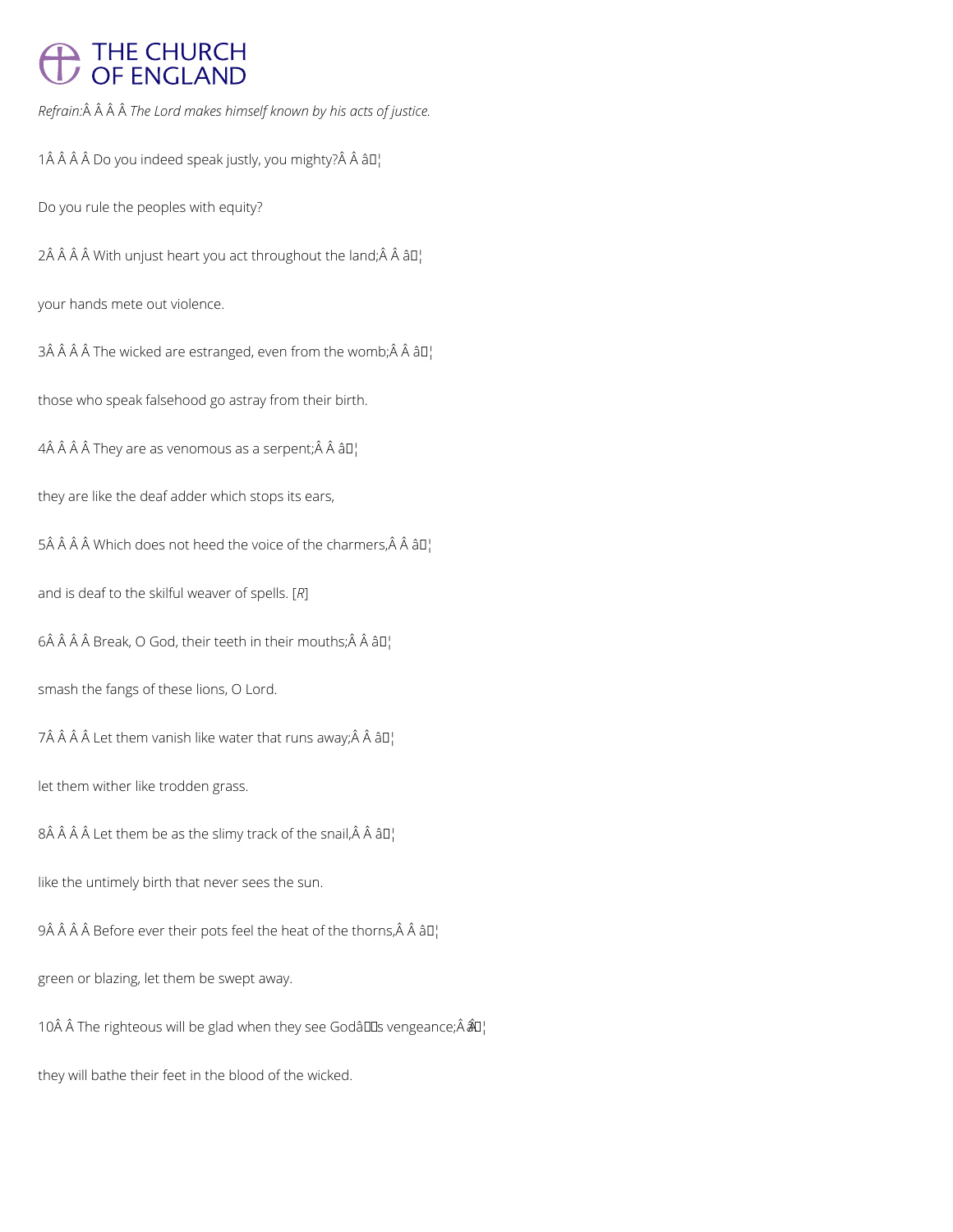*Refrain:* *The Lord makes himself known by his acts of justice.*

1 Do you indeed speak justly, you mighty?

Do you rule the peoples with equity?

2 With unjust heart you act throughout the land;

your hands mete out violence.

3 The wicked are estranged, even from the womb;

those who speak falsehood go astray from their birth.

4 They are as venomous as a serpent;

they are like the deaf adder which stops its ears,

5 Which does not heed the voice of the charmers,

and is deaf to the skilful weaver of spells. [*R*]

6 Break, O God, their teeth in their mouths;

smash the fangs of these lions, O Lord.

7 Let them vanish like water that runs away;

let them wither like trodden grass.

8 Let them be as the slimy track of the snail,

like the untimely birth that never sees the sun.

9 Before ever their pots feel the heat of the thorns,

green or blazing, let them be swept away.

10 The righteous will be glad when they see God's vengeance;

they will bathe their feet in the blood of the wicked.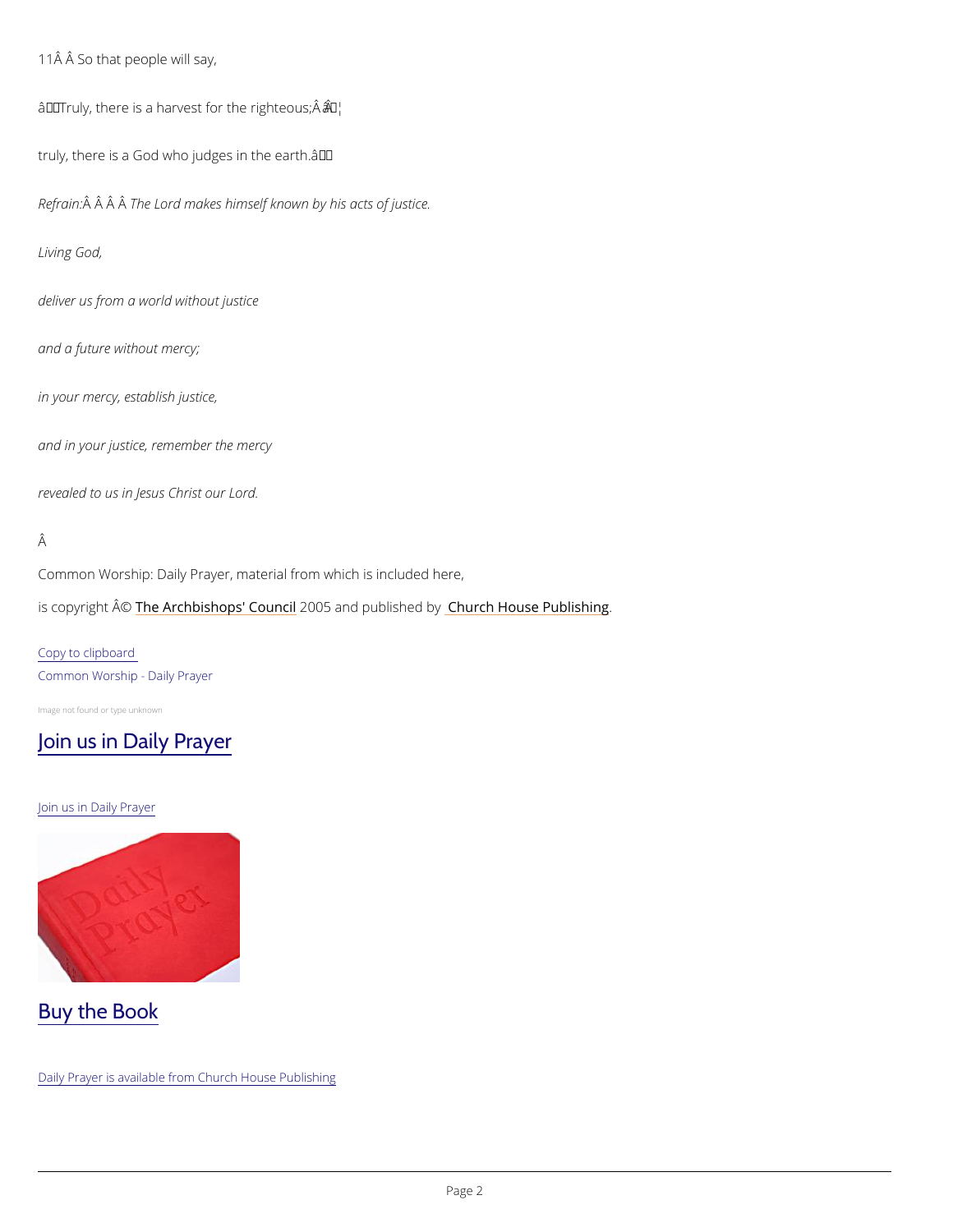11Â Â So that people will say,

â€œTruly, there is a harvest for the righteous;Â â€¦

truly, there is a God who judges in the earth.â€

*Refrain:Â Â Â Â The Lord makes himself known by his acts of justice.*

*Living God,*

*deliver us from a world without justice*

*and a future without mercy;*

*in your mercy, establish justice,*

*and in your justice, remember the mercy*

*revealed to us in Jesus Christ our Lord.*

Â

Common Worship: Daily Prayer, material from which is included here,

is copyright Â© The Archbishops' Council 2005 and published by Church House Publishing.

Copy to clipboard

Common Worship - Daily Prayer

Image not found or type unknown

## Join us in Daily Prayer

Join us in Daily Prayer

## Buy the Book

Daily Prayer is available from Church House Publishing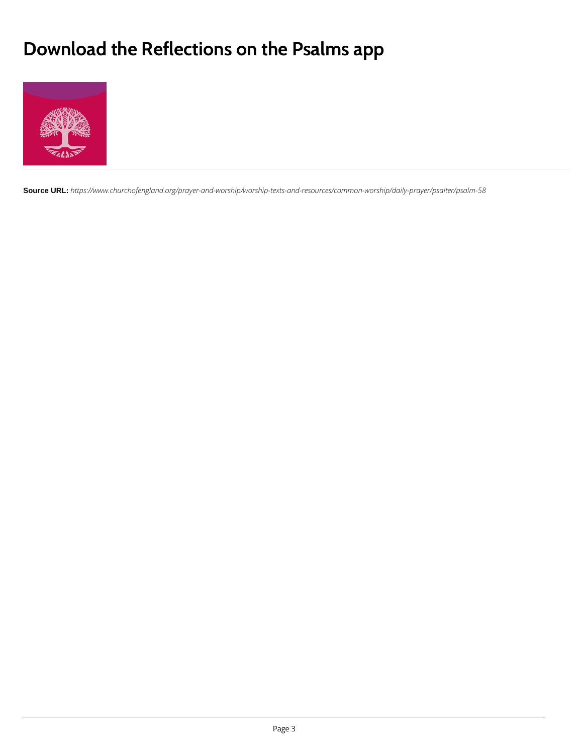# Download the Reflections on the Psalms app

**Source URL:** *https://www.churchofengland.org/prayer-and-worship/worship-texts-and-resources/common-worship/daily-prayer/psalter/psalm-58*